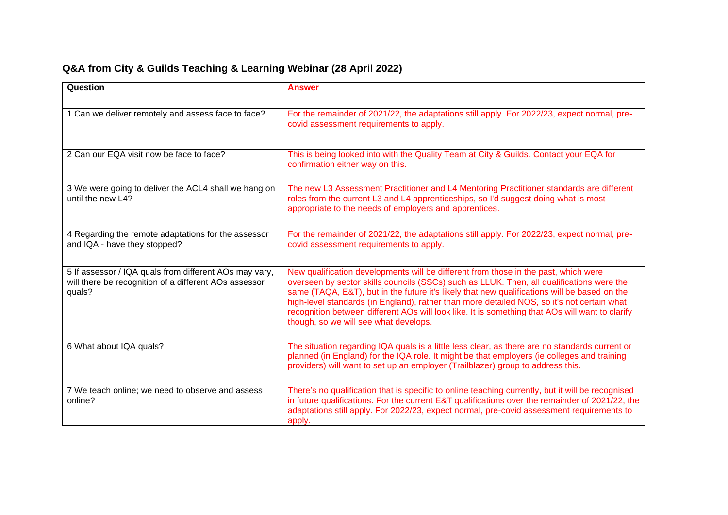## Q&A from City & Guilds Teaching & Learning Webinar (28 April 2022)

| Question | Answer |
|---|---|
| 1 Can we deliver remotely and assess face to face? | For the remainder of 2021/22, the adaptations still apply. For 2022/23, expect normal, pre-covid assessment requirements to apply. |
| 2 Can our EQA visit now be face to face? | This is being looked into with the Quality Team at City & Guilds. Contact your EQA for confirmation either way on this. |
| 3 We were going to deliver the ACL4 shall we hang on until the new L4? | The new L3 Assessment Practitioner and L4 Mentoring Practitioner standards are different roles from the current L3 and L4 apprenticeships, so I'd suggest doing what is most appropriate to the needs of employers and apprentices. |
| 4 Regarding the remote adaptations for the assessor and IQA - have they stopped? | For the remainder of 2021/22, the adaptations still apply. For 2022/23, expect normal, pre-covid assessment requirements to apply. |
| 5 If assessor / IQA quals from different AOs may vary, will there be recognition of a different AOs assessor quals? | New qualification developments will be different from those in the past, which were overseen by sector skills councils (SSCs) such as LLUK. Then, all qualifications were the same (TAQA, E&T), but in the future it's likely that new qualifications will be based on the high-level standards (in England), rather than more detailed NOS, so it's not certain what recognition between different AOs will look like. It is something that AOs will want to clarify though, so we will see what develops. |
| 6 What about IQA quals? | The situation regarding IQA quals is a little less clear, as there are no standards current or planned (in England) for the IQA role. It might be that employers (ie colleges and training providers) will want to set up an employer (Trailblazer) group to address this. |
| 7 We teach online; we need to observe and assess online? | There's no qualification that is specific to online teaching currently, but it will be recognised in future qualifications. For the current E&T qualifications over the remainder of 2021/22, the adaptations still apply. For 2022/23, expect normal, pre-covid assessment requirements to apply. |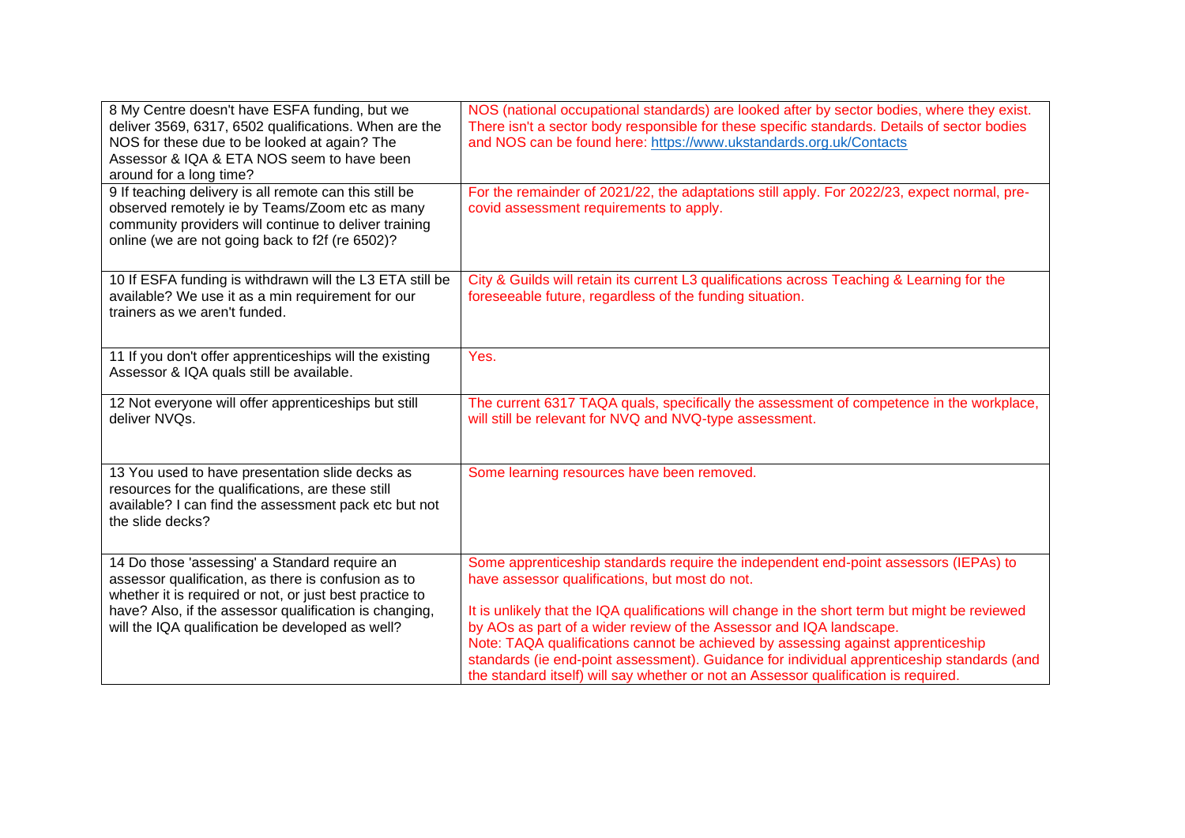| | |
|---|---|
| 8 My Centre doesn't have ESFA funding, but we deliver 3569, 6317, 6502 qualifications. When are the NOS for these due to be looked at again? The Assessor & IQA & ETA NOS seem to have been around for a long time? | NOS (national occupational standards) are looked after by sector bodies, where they exist. There isn't a sector body responsible for these specific standards. Details of sector bodies and NOS can be found here: [https://www.ukstandards.org.uk/Contacts](https://www.ukstandards.org.uk/Contacts) |
| 9 If teaching delivery is all remote can this still be observed remotely ie by Teams/Zoom etc as many community providers will continue to deliver training online (we are not going back to f2f (re 6502)? | For the remainder of 2021/22, the adaptations still apply. For 2022/23, expect normal, pre-covid assessment requirements to apply. |
| 10 If ESFA funding is withdrawn will the L3 ETA still be available? We use it as a min requirement for our trainers as we aren't funded. | City & Guilds will retain its current L3 qualifications across Teaching & Learning for the foreseeable future, regardless of the funding situation. |
| 11 If you don't offer apprenticeships will the existing Assessor & IQA quals still be available. | Yes. |
| 12 Not everyone will offer apprenticeships but still deliver NVQs. | The current 6317 TAQA quals, specifically the assessment of competence in the workplace, will still be relevant for NVQ and NVQ-type assessment. |
| 13 You used to have presentation slide decks as resources for the qualifications, are these still available? I can find the assessment pack etc but not the slide decks? | Some learning resources have been removed. |
| 14 Do those 'assessing' a Standard require an assessor qualification, as there is confusion as to whether it is required or not, or just best practice to have? Also, if the assessor qualification is changing, will the IQA qualification be developed as well? | Some apprenticeship standards require the independent end-point assessors (IEPAs) to have assessor qualifications, but most do not.<br><br>It is unlikely that the IQA qualifications will change in the short term but might be reviewed by AOs as part of a wider review of the Assessor and IQA landscape.<br>Note: TAQA qualifications cannot be achieved by assessing against apprenticeship standards (ie end-point assessment). Guidance for individual apprenticeship standards (and the standard itself) will say whether or not an Assessor qualification is required. |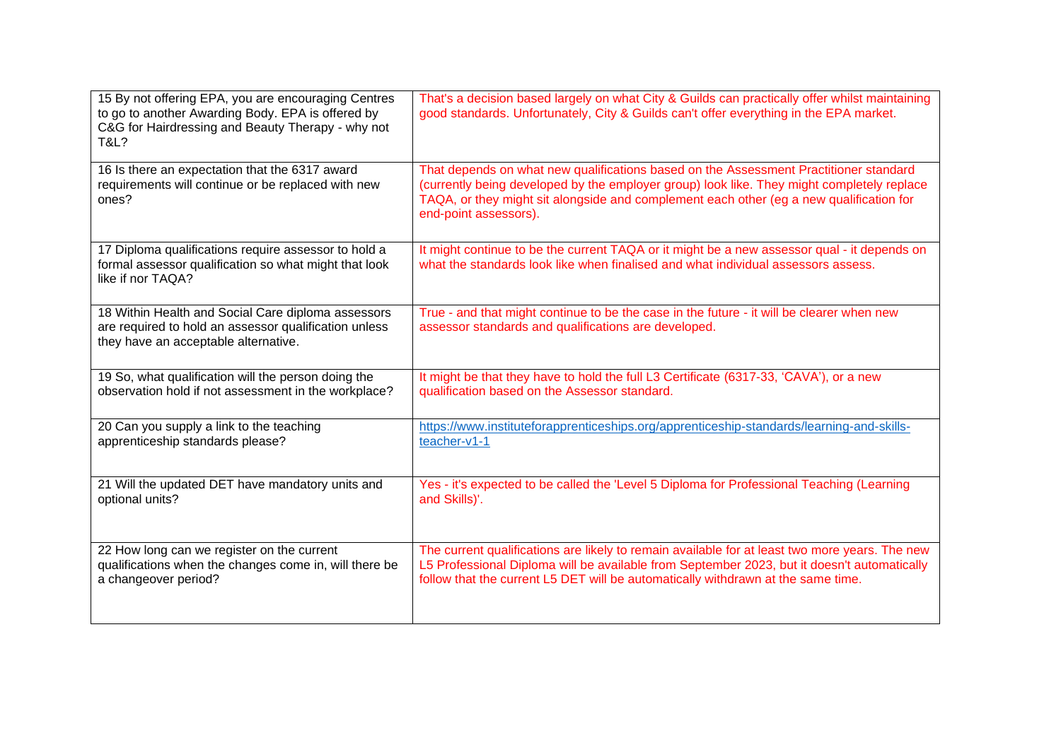| | |
|---|---|
| 15 By not offering EPA, you are encouraging Centres to go to another Awarding Body. EPA is offered by C&G for Hairdressing and Beauty Therapy - why not T&L? | That's a decision based largely on what City & Guilds can practically offer whilst maintaining good standards. Unfortunately, City & Guilds can't offer everything in the EPA market. |
| 16 Is there an expectation that the 6317 award requirements will continue or be replaced with new ones? | That depends on what new qualifications based on the Assessment Practitioner standard (currently being developed by the employer group) look like. They might completely replace TAQA, or they might sit alongside and complement each other (eg a new qualification for end-point assessors). |
| 17 Diploma qualifications require assessor to hold a formal assessor qualification so what might that look like if nor TAQA? | It might continue to be the current TAQA or it might be a new assessor qual - it depends on what the standards look like when finalised and what individual assessors assess. |
| 18 Within Health and Social Care diploma assessors are required to hold an assessor qualification unless they have an acceptable alternative. | True - and that might continue to be the case in the future - it will be clearer when new assessor standards and qualifications are developed. |
| 19 So, what qualification will the person doing the observation hold if not assessment in the workplace? | It might be that they have to hold the full L3 Certificate (6317-33, 'CAVA'), or a new qualification based on the Assessor standard. |
| 20 Can you supply a link to the teaching apprenticeship standards please? | https://www.instituteforapprenticeships.org/apprenticeship-standards/learning-and-skills-teacher-v1-1 |
| 21 Will the updated DET have mandatory units and optional units? | Yes - it's expected to be called the 'Level 5 Diploma for Professional Teaching (Learning and Skills)'. |
| 22 How long can we register on the current qualifications when the changes come in, will there be a changeover period? | The current qualifications are likely to remain available for at least two more years. The new L5 Professional Diploma will be available from September 2023, but it doesn't automatically follow that the current L5 DET will be automatically withdrawn at the same time. |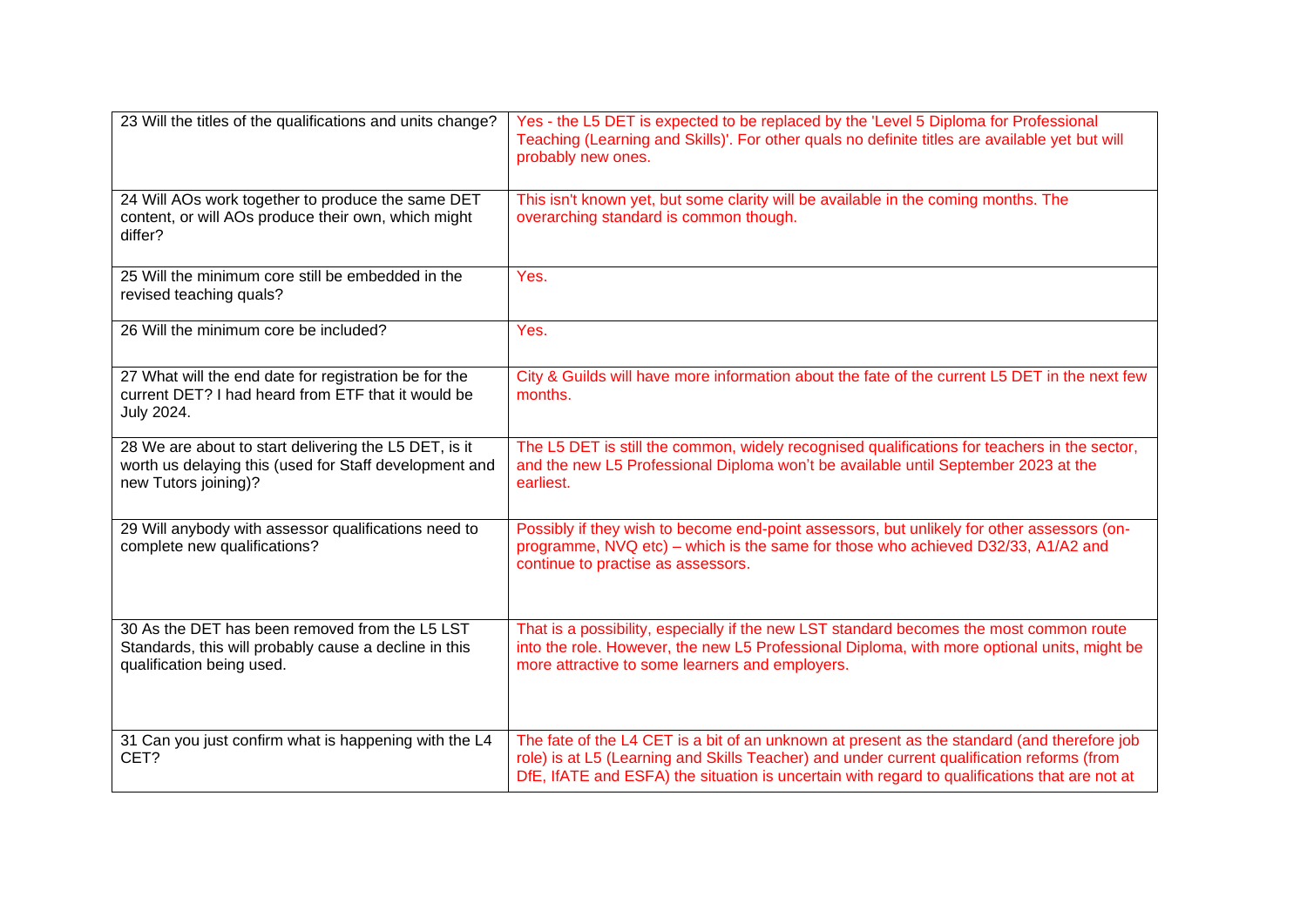| | |
|---|---|
| 23 Will the titles of the qualifications and units change? | Yes - the L5 DET is expected to be replaced by the 'Level 5 Diploma for Professional Teaching (Learning and Skills)'. For other quals no definite titles are available yet but will probably new ones. |
| 24 Will AOs work together to produce the same DET content, or will AOs produce their own, which might differ? | This isn't known yet, but some clarity will be available in the coming months. The overarching standard is common though. |
| 25 Will the minimum core still be embedded in the revised teaching quals? | Yes. |
| 26 Will the minimum core be included? | Yes. |
| 27 What will the end date for registration be for the current DET? I had heard from ETF that it would be July 2024. | City & Guilds will have more information about the fate of the current L5 DET in the next few months. |
| 28 We are about to start delivering the L5 DET, is it worth us delaying this (used for Staff development and new Tutors joining)? | The L5 DET is still the common, widely recognised qualifications for teachers in the sector, and the new L5 Professional Diploma won't be available until September 2023 at the earliest. |
| 29 Will anybody with assessor qualifications need to complete new qualifications? | Possibly if they wish to become end-point assessors, but unlikely for other assessors (on-programme, NVQ etc) – which is the same for those who achieved D32/33, A1/A2 and continue to practise as assessors. |
| 30 As the DET has been removed from the L5 LST Standards, this will probably cause a decline in this qualification being used. | That is a possibility, especially if the new LST standard becomes the most common route into the role. However, the new L5 Professional Diploma, with more optional units, might be more attractive to some learners and employers. |
| 31 Can you just confirm what is happening with the L4 CET? | The fate of the L4 CET is a bit of an unknown at present as the standard (and therefore job role) is at L5 (Learning and Skills Teacher) and under current qualification reforms (from DfE, IfATE and ESFA) the situation is uncertain with regard to qualifications that are not at |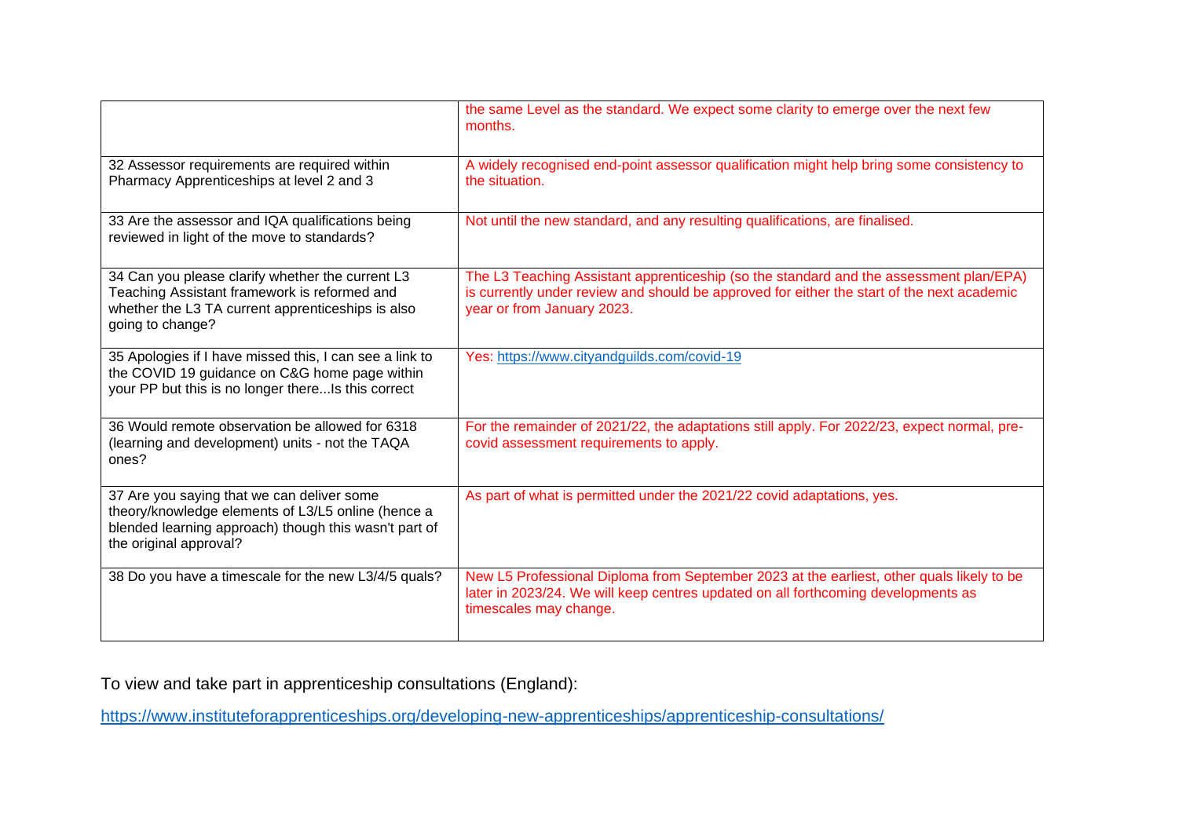| | |
|---|---|
| | the same Level as the standard. We expect some clarity to emerge over the next few months. |
| 32 Assessor requirements are required within Pharmacy Apprenticeships at level 2 and 3 | A widely recognised end-point assessor qualification might help bring some consistency to the situation. |
| 33 Are the assessor and IQA qualifications being reviewed in light of the move to standards? | Not until the new standard, and any resulting qualifications, are finalised. |
| 34 Can you please clarify whether the current L3 Teaching Assistant framework is reformed and whether the L3 TA current apprenticeships is also going to change? | The L3 Teaching Assistant apprenticeship (so the standard and the assessment plan/EPA) is currently under review and should be approved for either the start of the next academic year or from January 2023. |
| 35 Apologies if I have missed this, I can see a link to the COVID 19 guidance on C&G home page within your PP but this is no longer there...Is this correct | Yes: https://www.cityandguilds.com/covid-19 |
| 36 Would remote observation be allowed for 6318 (learning and development) units - not the TAQA ones? | For the remainder of 2021/22, the adaptations still apply. For 2022/23, expect normal, pre-covid assessment requirements to apply. |
| 37 Are you saying that we can deliver some theory/knowledge elements of L3/L5 online (hence a blended learning approach) though this wasn't part of the original approval? | As part of what is permitted under the 2021/22 covid adaptations, yes. |
| 38 Do you have a timescale for the new L3/4/5 quals? | New L5 Professional Diploma from September 2023 at the earliest, other quals likely to be later in 2023/24. We will keep centres updated on all forthcoming developments as timescales may change. |

To view and take part in apprenticeship consultations (England):

https://www.instituteforapprenticeships.org/developing-new-apprenticeships/apprenticeship-consultations/